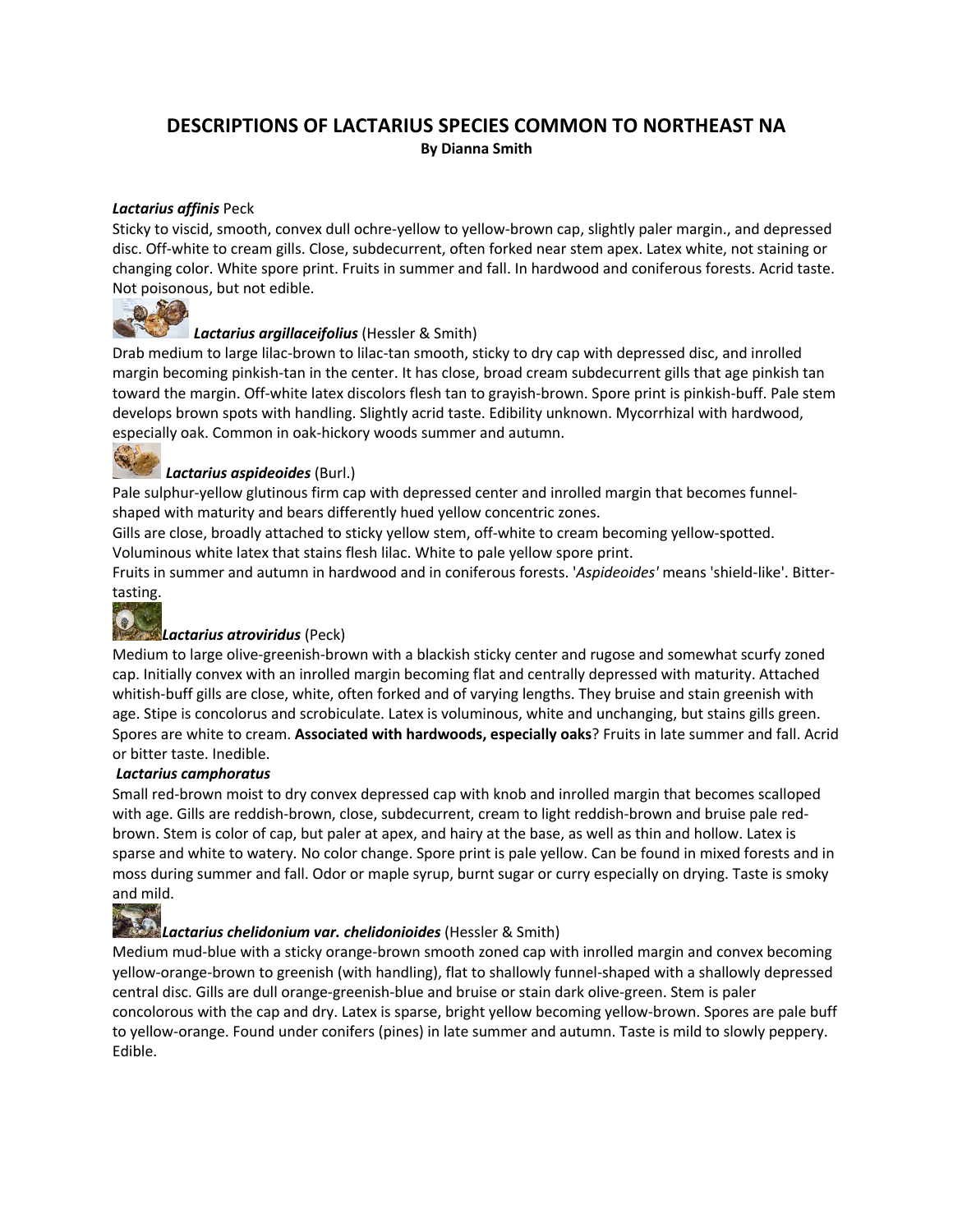# DESCRIPTIONS OF LACTARIUS SPECIES COMMON TO NORTHEAST NA

**By Dianna Smith**

***Lactarius affinis*** Peck

Sticky to viscid, smooth, convex dull ochre-yellow to yellow-brown cap, slightly paler margin., and depressed disc. Off-white to cream gills. Close, subdecurrent, often forked near stem apex. Latex white, not staining or changing color. White spore print. Fruits in summer and fall. In hardwood and coniferous forests. Acrid taste. Not poisonous, but not edible.

***Lactarius argillaceifolius*** (Hessler & Smith)

Drab medium to large lilac-brown to lilac-tan smooth, sticky to dry cap with depressed disc, and inrolled margin becoming pinkish-tan in the center. It has close, broad cream subdecurrent gills that age pinkish tan toward the margin. Off-white latex discolors flesh tan to grayish-brown. Spore print is pinkish-buff. Pale stem develops brown spots with handling. Slightly acrid taste. Edibility unknown. Mycorrhizal with hardwood, especially oak. Common in oak-hickory woods summer and autumn.

***Lactarius aspideoides*** (Burl.)

Pale sulphur-yellow glutinous firm cap with depressed center and inrolled margin that becomes funnel-shaped with maturity and bears differently hued yellow concentric zones.

Gills are close, broadly attached to sticky yellow stem, off-white to cream becoming yellow-spotted. Voluminous white latex that stains flesh lilac. White to pale yellow spore print.

Fruits in summer and autumn in hardwood and in coniferous forests. '*Aspideoides'* means 'shield-like'. Bitter-tasting.

***Lactarius atroviridus*** (Peck)

Medium to large olive-greenish-brown with a blackish sticky center and rugose and somewhat scurfy zoned cap. Initially convex with an inrolled margin becoming flat and centrally depressed with maturity. Attached whitish-buff gills are close, white, often forked and of varying lengths. They bruise and stain greenish with age. Stipe is concolorus and scrobiculate. Latex is voluminous, white and unchanging, but stains gills green. Spores are white to cream. **Associated with hardwoods, especially oaks**? Fruits in late summer and fall. Acrid or bitter taste. Inedible.

***Lactarius camphoratus***

Small red-brown moist to dry convex depressed cap with knob and inrolled margin that becomes scalloped with age. Gills are reddish-brown, close, subdecurrent, cream to light reddish-brown and bruise pale red-brown. Stem is color of cap, but paler at apex, and hairy at the base, as well as thin and hollow. Latex is sparse and white to watery. No color change. Spore print is pale yellow. Can be found in mixed forests and in moss during summer and fall. Odor or maple syrup, burnt sugar or curry especially on drying. Taste is smoky and mild.

***Lactarius chelidonium var. chelidonioides*** (Hessler & Smith)

Medium mud-blue with a sticky orange-brown smooth zoned cap with inrolled margin and convex becoming yellow-orange-brown to greenish (with handling), flat to shallowly funnel-shaped with a shallowly depressed central disc. Gills are dull orange-greenish-blue and bruise or stain dark olive-green. Stem is paler concolorous with the cap and dry. Latex is sparse, bright yellow becoming yellow-brown. Spores are pale buff to yellow-orange. Found under conifers (pines) in late summer and autumn. Taste is mild to slowly peppery. Edible.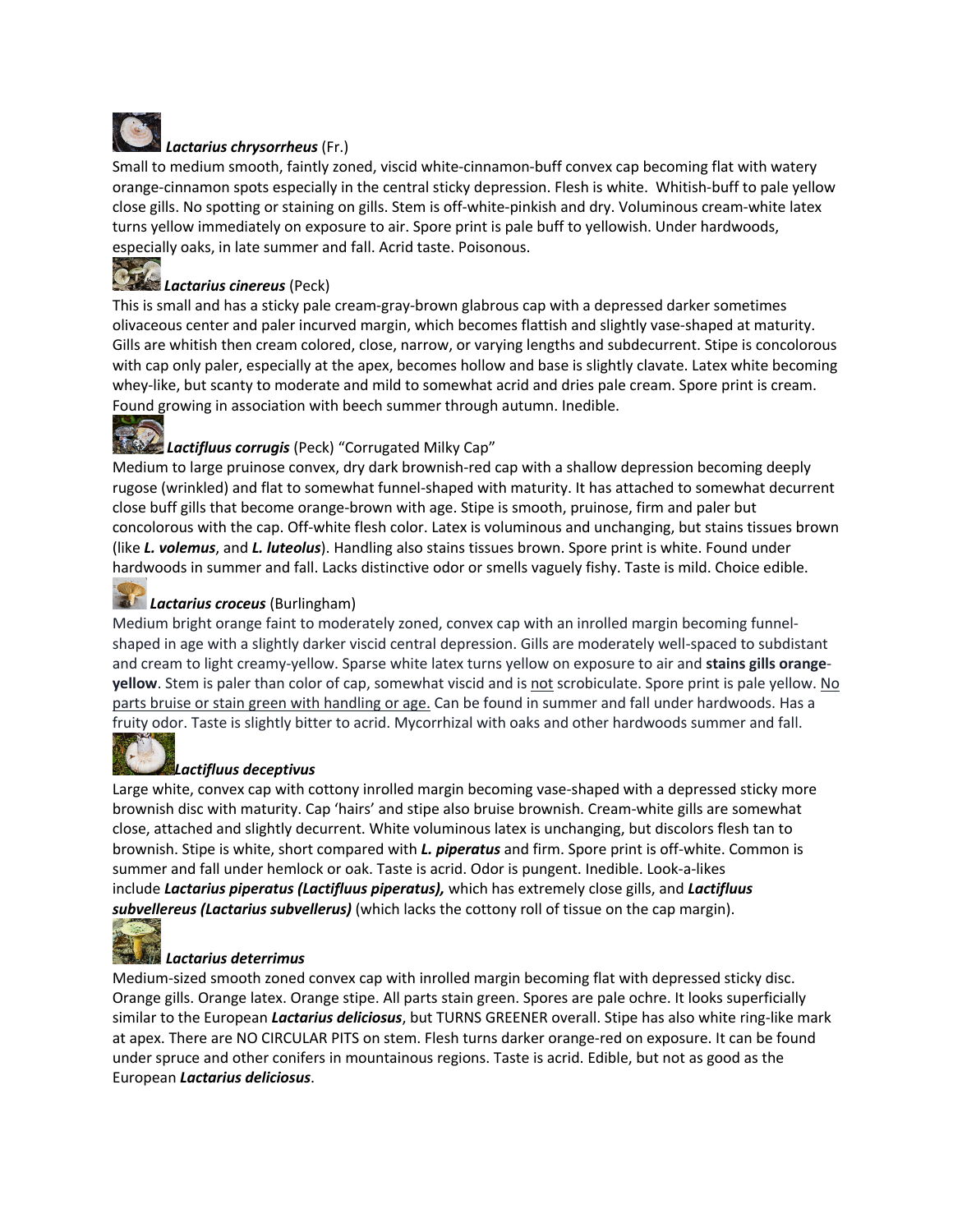***Lactarius chrysorrheus*** (Fr.)

Small to medium smooth, faintly zoned, viscid white-cinnamon-buff convex cap becoming flat with watery orange-cinnamon spots especially in the central sticky depression. Flesh is white. Whitish-buff to pale yellow close gills. No spotting or staining on gills. Stem is off-white-pinkish and dry. Voluminous cream-white latex turns yellow immediately on exposure to air. Spore print is pale buff to yellowish. Under hardwoods, especially oaks, in late summer and fall. Acrid taste. Poisonous.

***Lactarius cinereus*** (Peck)

This is small and has a sticky pale cream-gray-brown glabrous cap with a depressed darker sometimes olivaceous center and paler incurved margin, which becomes flattish and slightly vase-shaped at maturity. Gills are whitish then cream colored, close, narrow, or varying lengths and subdecurrent. Stipe is concolorous with cap only paler, especially at the apex, becomes hollow and base is slightly clavate. Latex white becoming whey-like, but scanty to moderate and mild to somewhat acrid and dries pale cream. Spore print is cream. Found growing in association with beech summer through autumn. Inedible.

***Lactifluus corrugis*** (Peck) "Corrugated Milky Cap"

Medium to large pruinose convex, dry dark brownish-red cap with a shallow depression becoming deeply rugose (wrinkled) and flat to somewhat funnel-shaped with maturity. It has attached to somewhat decurrent close buff gills that become orange-brown with age. Stipe is smooth, pruinose, firm and paler but concolorous with the cap. Off-white flesh color. Latex is voluminous and unchanging, but stains tissues brown (like ***L. volemus***, and ***L. luteolus***). Handling also stains tissues brown. Spore print is white. Found under hardwoods in summer and fall. Lacks distinctive odor or smells vaguely fishy. Taste is mild. Choice edible.

***Lactarius croceus*** (Burlingham)

Medium bright orange faint to moderately zoned, convex cap with an inrolled margin becoming funnel-shaped in age with a slightly darker viscid central depression. Gills are moderately well-spaced to subdistant and cream to light creamy-yellow. Sparse white latex turns yellow on exposure to air and **stains gills orange-yellow**. Stem is paler than color of cap, somewhat viscid and is <u>not</u> scrobiculate. Spore print is pale yellow. <u>No parts bruise or stain green with handling or age.</u> Can be found in summer and fall under hardwoods. Has a fruity odor. Taste is slightly bitter to acrid. Mycorrhizal with oaks and other hardwoods summer and fall.

***Lactifluus deceptivus***

Large white, convex cap with cottony inrolled margin becoming vase-shaped with a depressed sticky more brownish disc with maturity. Cap 'hairs' and stipe also bruise brownish. Cream-white gills are somewhat close, attached and slightly decurrent. White voluminous latex is unchanging, but discolors flesh tan to brownish. Stipe is white, short compared with ***L. piperatus*** and firm. Spore print is off-white. Common is summer and fall under hemlock or oak. Taste is acrid. Odor is pungent. Inedible. Look-a-likes include ***Lactarius piperatus (Lactifluus piperatus),*** which has extremely close gills, and ***Lactifluus subvellereus (Lactarius subvellerus)*** (which lacks the cottony roll of tissue on the cap margin).

***Lactarius deterrimus***

Medium-sized smooth zoned convex cap with inrolled margin becoming flat with depressed sticky disc. Orange gills. Orange latex. Orange stipe. All parts stain green. Spores are pale ochre. It looks superficially similar to the European ***Lactarius deliciosus***, but TURNS GREENER overall. Stipe has also white ring-like mark at apex. There are NO CIRCULAR PITS on stem. Flesh turns darker orange-red on exposure. It can be found under spruce and other conifers in mountainous regions. Taste is acrid. Edible, but not as good as the European ***Lactarius deliciosus***.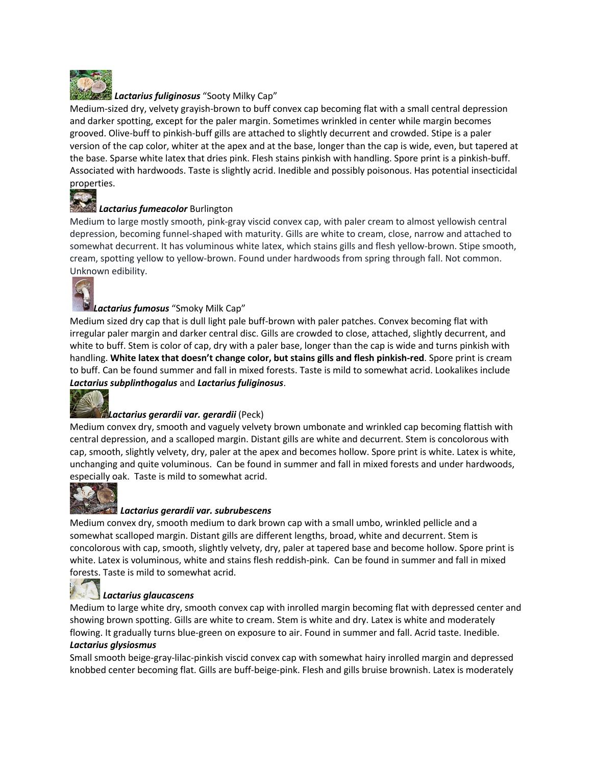***Lactarius fuliginosus*** "Sooty Milky Cap"
Medium-sized dry, velvety grayish-brown to buff convex cap becoming flat with a small central depression and darker spotting, except for the paler margin. Sometimes wrinkled in center while margin becomes grooved. Olive-buff to pinkish-buff gills are attached to slightly decurrent and crowded. Stipe is a paler version of the cap color, whiter at the apex and at the base, longer than the cap is wide, even, but tapered at the base. Sparse white latex that dries pink. Flesh stains pinkish with handling. Spore print is a pinkish-buff. Associated with hardwoods. Taste is slightly acrid. Inedible and possibly poisonous. Has potential insecticidal properties.

***Lactarius fumeacolor*** Burlington
Medium to large mostly smooth, pink-gray viscid convex cap, with paler cream to almost yellowish central depression, becoming funnel-shaped with maturity. Gills are white to cream, close, narrow and attached to somewhat decurrent. It has voluminous white latex, which stains gills and flesh yellow-brown. Stipe smooth, cream, spotting yellow to yellow-brown. Found under hardwoods from spring through fall. Not common. Unknown edibility.

***Lactarius fumosus*** "Smoky Milk Cap"
Medium sized dry cap that is dull light pale buff-brown with paler patches. Convex becoming flat with irregular paler margin and darker central disc. Gills are crowded to close, attached, slightly decurrent, and white to buff. Stem is color of cap, dry with a paler base, longer than the cap is wide and turns pinkish with handling. **White latex that doesn't change color, but stains gills and flesh pinkish-red**. Spore print is cream to buff. Can be found summer and fall in mixed forests. Taste is mild to somewhat acrid. Lookalikes include ***Lactarius subplinthogalus*** and ***Lactarius fuliginosus***.

***Lactarius gerardii var. gerardii*** (Peck)
Medium convex dry, smooth and vaguely velvety brown umbonate and wrinkled cap becoming flattish with central depression, and a scalloped margin. Distant gills are white and decurrent. Stem is concolorous with cap, smooth, slightly velvety, dry, paler at the apex and becomes hollow. Spore print is white. Latex is white, unchanging and quite voluminous. Can be found in summer and fall in mixed forests and under hardwoods, especially oak. Taste is mild to somewhat acrid.

***Lactarius gerardii var. subrubescens***
Medium convex dry, smooth medium to dark brown cap with a small umbo, wrinkled pellicle and a somewhat scalloped margin. Distant gills are different lengths, broad, white and decurrent. Stem is concolorous with cap, smooth, slightly velvety, dry, paler at tapered base and become hollow. Spore print is white. Latex is voluminous, white and stains flesh reddish-pink. Can be found in summer and fall in mixed forests. Taste is mild to somewhat acrid.

***Lactarius glaucascens***
Medium to large white dry, smooth convex cap with inrolled margin becoming flat with depressed center and showing brown spotting. Gills are white to cream. Stem is white and dry. Latex is white and moderately flowing. It gradually turns blue-green on exposure to air. Found in summer and fall. Acrid taste. Inedible.

***Lactarius glysiosmus***
Small smooth beige-gray-lilac-pinkish viscid convex cap with somewhat hairy inrolled margin and depressed knobbed center becoming flat. Gills are buff-beige-pink. Flesh and gills bruise brownish. Latex is moderately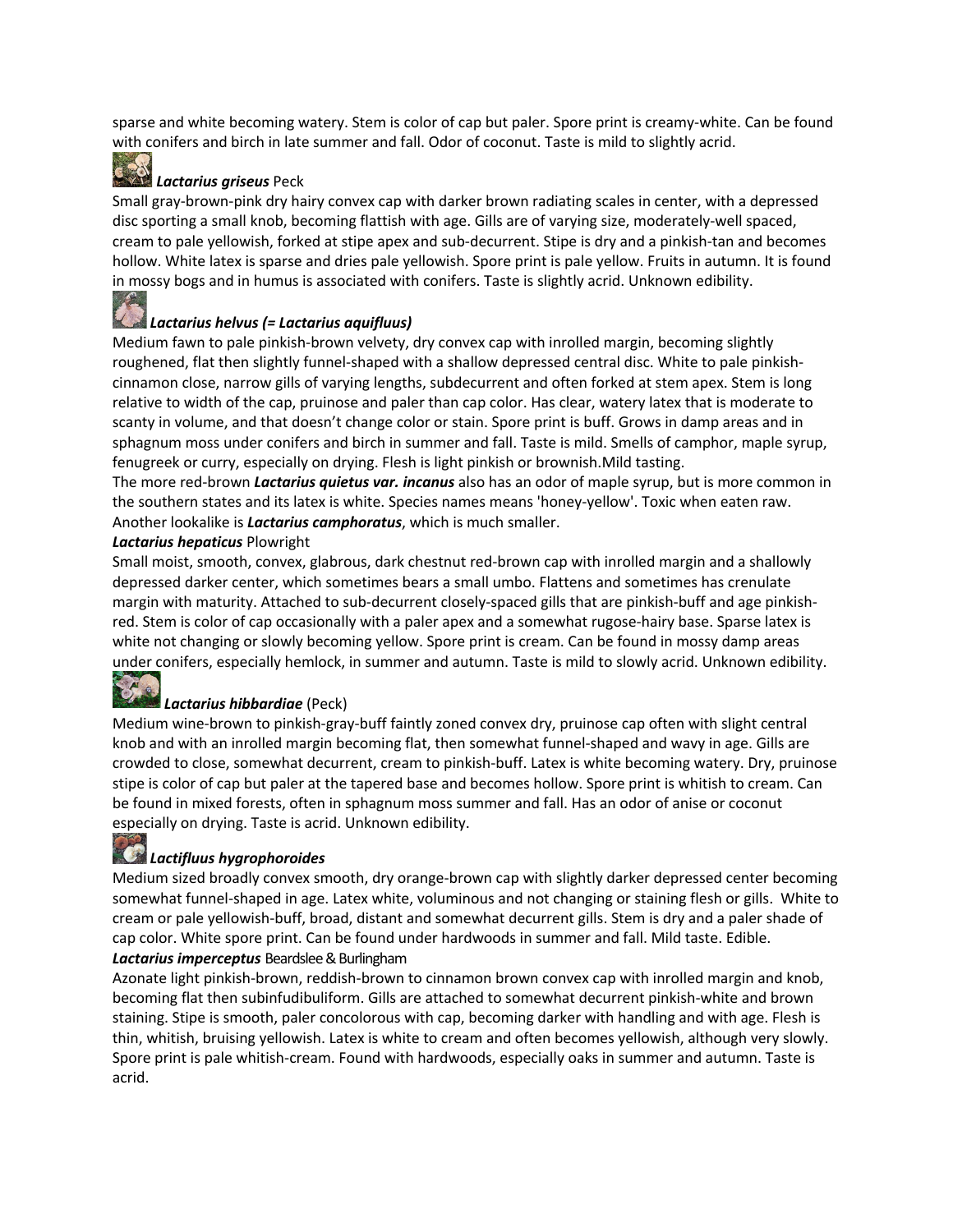sparse and white becoming watery. Stem is color of cap but paler. Spore print is creamy-white. Can be found with conifers and birch in late summer and fall. Odor of coconut. Taste is mild to slightly acrid.

***Lactarius griseus*** Peck

Small gray-brown-pink dry hairy convex cap with darker brown radiating scales in center, with a depressed disc sporting a small knob, becoming flattish with age. Gills are of varying size, moderately-well spaced, cream to pale yellowish, forked at stipe apex and sub-decurrent. Stipe is dry and a pinkish-tan and becomes hollow. White latex is sparse and dries pale yellowish. Spore print is pale yellow. Fruits in autumn. It is found in mossy bogs and in humus is associated with conifers. Taste is slightly acrid. Unknown edibility.

***Lactarius helvus (= Lactarius aquifluus)***

Medium fawn to pale pinkish-brown velvety, dry convex cap with inrolled margin, becoming slightly roughened, flat then slightly funnel-shaped with a shallow depressed central disc. White to pale pinkish-cinnamon close, narrow gills of varying lengths, subdecurrent and often forked at stem apex. Stem is long relative to width of the cap, pruinose and paler than cap color. Has clear, watery latex that is moderate to scanty in volume, and that doesn't change color or stain. Spore print is buff. Grows in damp areas and in sphagnum moss under conifers and birch in summer and fall. Taste is mild. Smells of camphor, maple syrup, fenugreek or curry, especially on drying. Flesh is light pinkish or brownish.Mild tasting.

The more red-brown ***Lactarius quietus var. incanus*** also has an odor of maple syrup, but is more common in the southern states and its latex is white. Species names means 'honey-yellow'. Toxic when eaten raw. Another lookalike is ***Lactarius camphoratus***, which is much smaller.

***Lactarius hepaticus*** Plowright

Small moist, smooth, convex, glabrous, dark chestnut red-brown cap with inrolled margin and a shallowly depressed darker center, which sometimes bears a small umbo. Flattens and sometimes has crenulate margin with maturity. Attached to sub-decurrent closely-spaced gills that are pinkish-buff and age pinkish-red. Stem is color of cap occasionally with a paler apex and a somewhat rugose-hairy base. Sparse latex is white not changing or slowly becoming yellow. Spore print is cream. Can be found in mossy damp areas under conifers, especially hemlock, in summer and autumn. Taste is mild to slowly acrid. Unknown edibility.

***Lactarius hibbardiae*** (Peck)

Medium wine-brown to pinkish-gray-buff faintly zoned convex dry, pruinose cap often with slight central knob and with an inrolled margin becoming flat, then somewhat funnel-shaped and wavy in age. Gills are crowded to close, somewhat decurrent, cream to pinkish-buff. Latex is white becoming watery. Dry, pruinose stipe is color of cap but paler at the tapered base and becomes hollow. Spore print is whitish to cream. Can be found in mixed forests, often in sphagnum moss summer and fall. Has an odor of anise or coconut especially on drying. Taste is acrid. Unknown edibility.

***Lactifluus hygrophoroides***

Medium sized broadly convex smooth, dry orange-brown cap with slightly darker depressed center becoming somewhat funnel-shaped in age. Latex white, voluminous and not changing or staining flesh or gills. White to cream or pale yellowish-buff, broad, distant and somewhat decurrent gills. Stem is dry and a paler shade of cap color. White spore print. Can be found under hardwoods in summer and fall. Mild taste. Edible.

***Lactarius imperceptus*** Beardslee & Burlingham

Azonate light pinkish-brown, reddish-brown to cinnamon brown convex cap with inrolled margin and knob, becoming flat then subinfudibuliform. Gills are attached to somewhat decurrent pinkish-white and brown staining. Stipe is smooth, paler concolorous with cap, becoming darker with handling and with age. Flesh is thin, whitish, bruising yellowish. Latex is white to cream and often becomes yellowish, although very slowly. Spore print is pale whitish-cream. Found with hardwoods, especially oaks in summer and autumn. Taste is acrid.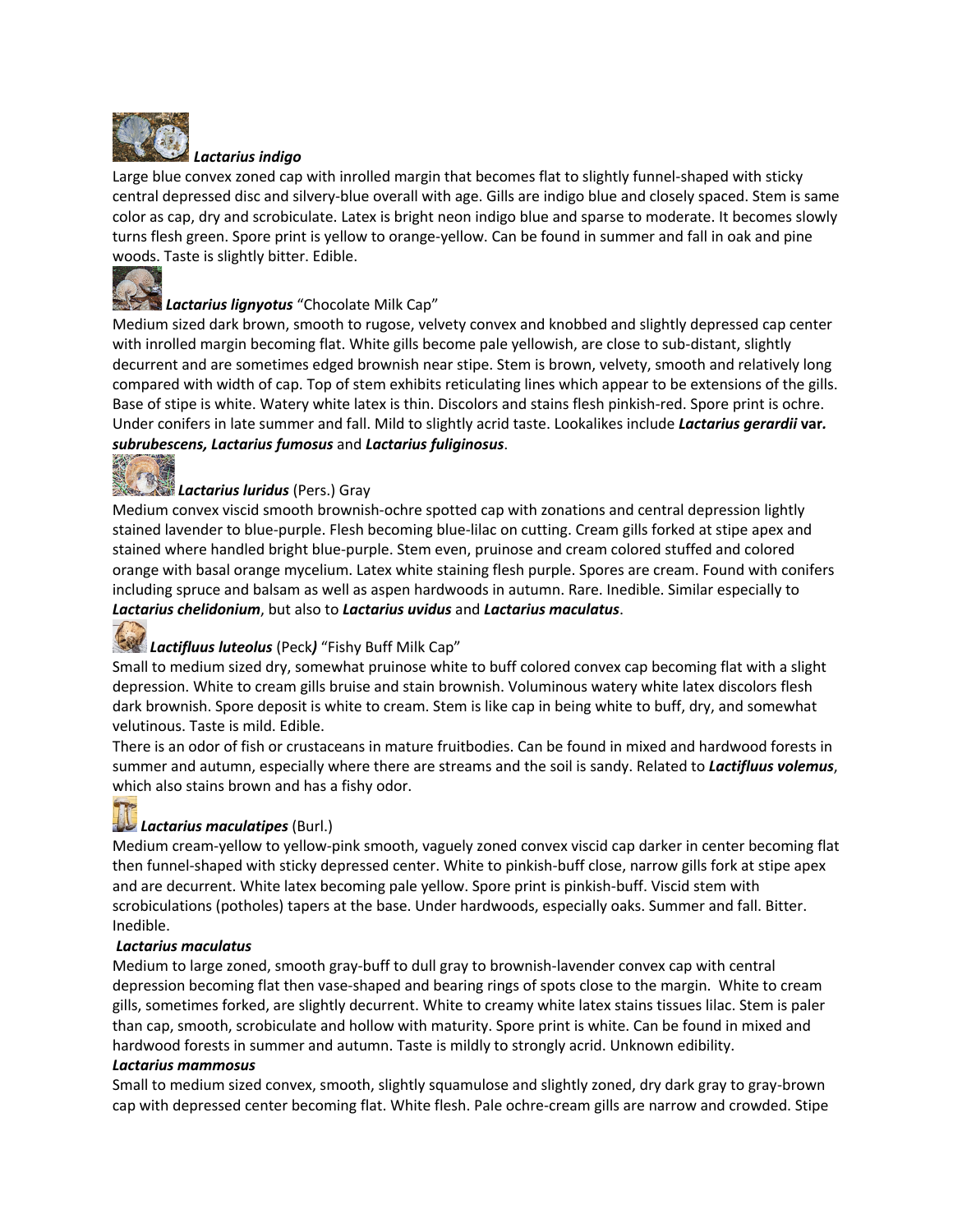***Lactarius indigo***

Large blue convex zoned cap with inrolled margin that becomes flat to slightly funnel-shaped with sticky central depressed disc and silvery-blue overall with age. Gills are indigo blue and closely spaced. Stem is same color as cap, dry and scrobiculate. Latex is bright neon indigo blue and sparse to moderate. It becomes slowly turns flesh green. Spore print is yellow to orange-yellow. Can be found in summer and fall in oak and pine woods. Taste is slightly bitter. Edible.

***Lactarius lignyotus*** "Chocolate Milk Cap"

Medium sized dark brown, smooth to rugose, velvety convex and knobbed and slightly depressed cap center with inrolled margin becoming flat. White gills become pale yellowish, are close to sub-distant, slightly decurrent and are sometimes edged brownish near stipe. Stem is brown, velvety, smooth and relatively long compared with width of cap. Top of stem exhibits reticulating lines which appear to be extensions of the gills. Base of stipe is white. Watery white latex is thin. Discolors and stains flesh pinkish-red. Spore print is ochre. Under conifers in late summer and fall. Mild to slightly acrid taste. Lookalikes include ***Lactarius gerardii* var. *subrubescens, Lactarius fumosus*** and ***Lactarius fuliginosus***.

***Lactarius luridus*** (Pers.) Gray

Medium convex viscid smooth brownish-ochre spotted cap with zonations and central depression lightly stained lavender to blue-purple. Flesh becoming blue-lilac on cutting. Cream gills forked at stipe apex and stained where handled bright blue-purple. Stem even, pruinose and cream colored stuffed and colored orange with basal orange mycelium. Latex white staining flesh purple. Spores are cream. Found with conifers including spruce and balsam as well as aspen hardwoods in autumn. Rare. Inedible. Similar especially to ***Lactarius chelidonium***, but also to ***Lactarius uvidus*** and ***Lactarius maculatus***.

***Lactifluus luteolus*** (Peck***)*** "Fishy Buff Milk Cap"

Small to medium sized dry, somewhat pruinose white to buff colored convex cap becoming flat with a slight depression. White to cream gills bruise and stain brownish. Voluminous watery white latex discolors flesh dark brownish. Spore deposit is white to cream. Stem is like cap in being white to buff, dry, and somewhat velutinous. Taste is mild. Edible.

There is an odor of fish or crustaceans in mature fruitbodies. Can be found in mixed and hardwood forests in summer and autumn, especially where there are streams and the soil is sandy. Related to ***Lactifluus volemus***, which also stains brown and has a fishy odor.

***Lactarius maculatipes*** (Burl.)

Medium cream-yellow to yellow-pink smooth, vaguely zoned convex viscid cap darker in center becoming flat then funnel-shaped with sticky depressed center. White to pinkish-buff close, narrow gills fork at stipe apex and are decurrent. White latex becoming pale yellow. Spore print is pinkish-buff. Viscid stem with scrobiculations (potholes) tapers at the base. Under hardwoods, especially oaks. Summer and fall. Bitter. Inedible.

***Lactarius maculatus***

Medium to large zoned, smooth gray-buff to dull gray to brownish-lavender convex cap with central depression becoming flat then vase-shaped and bearing rings of spots close to the margin. White to cream gills, sometimes forked, are slightly decurrent. White to creamy white latex stains tissues lilac. Stem is paler than cap, smooth, scrobiculate and hollow with maturity. Spore print is white. Can be found in mixed and hardwood forests in summer and autumn. Taste is mildly to strongly acrid. Unknown edibility.

***Lactarius mammosus***

Small to medium sized convex, smooth, slightly squamulose and slightly zoned, dry dark gray to gray-brown cap with depressed center becoming flat. White flesh. Pale ochre-cream gills are narrow and crowded. Stipe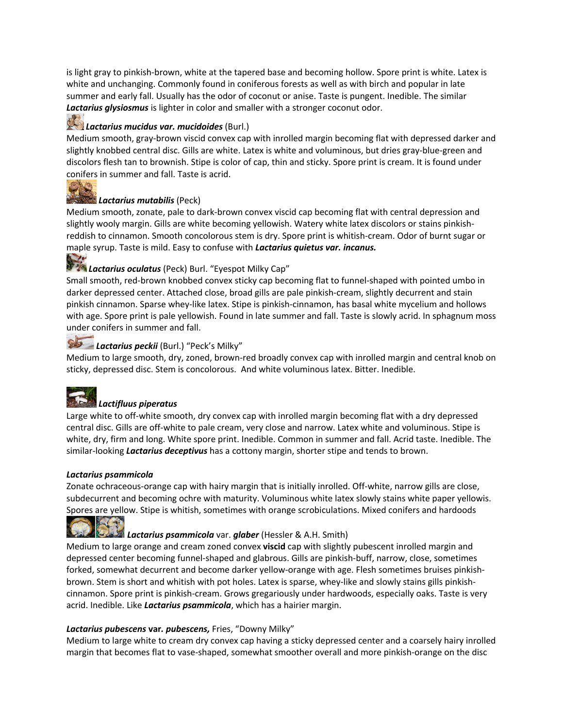is light gray to pinkish-brown, white at the tapered base and becoming hollow. Spore print is white. Latex is white and unchanging. Commonly found in coniferous forests as well as with birch and popular in late summer and early fall. Usually has the odor of coconut or anise. Taste is pungent. Inedible. The similar ***Lactarius glysiosmus*** is lighter in color and smaller with a stronger coconut odor.

***Lactarius mucidus var. mucidoides*** (Burl.)
Medium smooth, gray-brown viscid convex cap with inrolled margin becoming flat with depressed darker and slightly knobbed central disc. Gills are white. Latex is white and voluminous, but dries gray-blue-green and discolors flesh tan to brownish. Stipe is color of cap, thin and sticky. Spore print is cream. It is found under conifers in summer and fall. Taste is acrid.

***Lactarius mutabilis*** (Peck)
Medium smooth, zonate, pale to dark-brown convex viscid cap becoming flat with central depression and slightly wooly margin. Gills are white becoming yellowish. Watery white latex discolors or stains pinkish-reddish to cinnamon. Smooth concolorous stem is dry. Spore print is whitish-cream. Odor of burnt sugar or maple syrup. Taste is mild. Easy to confuse with ***Lactarius quietus var. incanus.***

***Lactarius oculatus*** (Peck) Burl. "Eyespot Milky Cap"
Small smooth, red-brown knobbed convex sticky cap becoming flat to funnel-shaped with pointed umbo in darker depressed center. Attached close, broad gills are pale pinkish-cream, slightly decurrent and stain pinkish cinnamon. Sparse whey-like latex. Stipe is pinkish-cinnamon, has basal white mycelium and hollows with age. Spore print is pale yellowish. Found in late summer and fall. Taste is slowly acrid. In sphagnum moss under conifers in summer and fall.

***Lactarius peckii*** (Burl.) "Peck's Milky"
Medium to large smooth, dry, zoned, brown-red broadly convex cap with inrolled margin and central knob on sticky, depressed disc. Stem is concolorous. And white voluminous latex. Bitter. Inedible.

***Lactifluus piperatus***
Large white to off-white smooth, dry convex cap with inrolled margin becoming flat with a dry depressed central disc. Gills are off-white to pale cream, very close and narrow. Latex white and voluminous. Stipe is white, dry, firm and long. White spore print. Inedible. Common in summer and fall. Acrid taste. Inedible. The similar-looking ***Lactarius deceptivus*** has a cottony margin, shorter stipe and tends to brown.

***Lactarius psammicola***
Zonate ochraceous-orange cap with hairy margin that is initially inrolled. Off-white, narrow gills are close, subdecurrent and becoming ochre with maturity. Voluminous white latex slowly stains white paper yellowis. Spores are yellow. Stipe is whitish, sometimes with orange scrobiculations. Mixed conifers and hardoods

***Lactarius psammicola*** var. ***glaber*** (Hessler & A.H. Smith)
Medium to large orange and cream zoned convex **viscid** cap with slightly pubescent inrolled margin and depressed center becoming funnel-shaped and glabrous. Gills are pinkish-buff, narrow, close, sometimes forked, somewhat decurrent and become darker yellow-orange with age. Flesh sometimes bruises pinkish-brown. Stem is short and whitish with pot holes. Latex is sparse, whey-like and slowly stains gills pinkish-cinnamon. Spore print is pinkish-cream. Grows gregariously under hardwoods, especially oaks. Taste is very acrid. Inedible. Like ***Lactarius psammicola***, which has a hairier margin.

***Lactarius pubescens* var. *pubescens,*** Fries, "Downy Milky"
Medium to large white to cream dry convex cap having a sticky depressed center and a coarsely hairy inrolled margin that becomes flat to vase-shaped, somewhat smoother overall and more pinkish-orange on the disc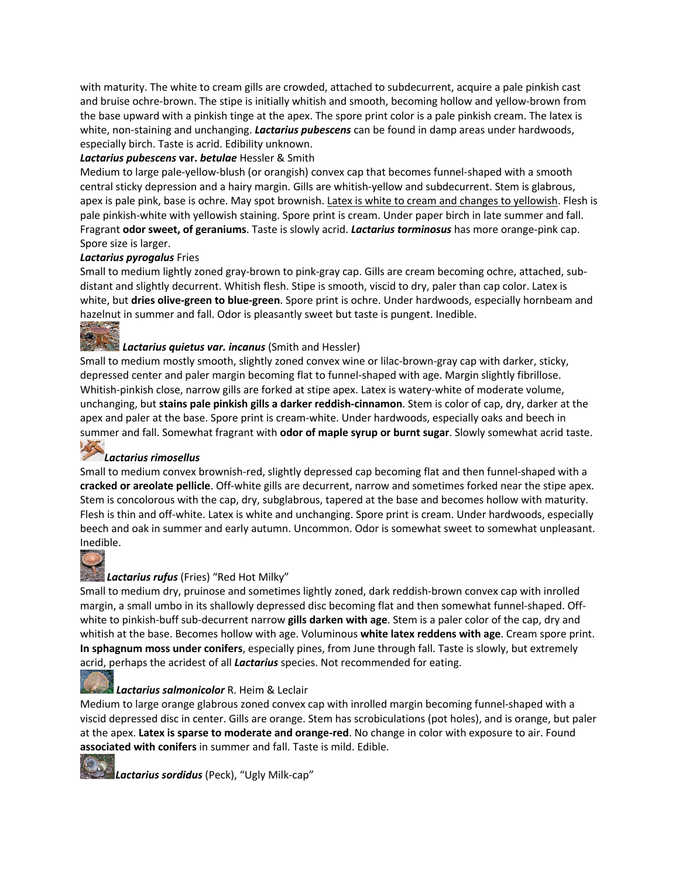with maturity. The white to cream gills are crowded, attached to subdecurrent, acquire a pale pinkish cast and bruise ochre-brown. The stipe is initially whitish and smooth, becoming hollow and yellow-brown from the base upward with a pinkish tinge at the apex. The spore print color is a pale pinkish cream. The latex is white, non-staining and unchanging. ***Lactarius pubescens*** can be found in damp areas under hardwoods, especially birch. Taste is acrid. Edibility unknown.

***Lactarius pubescens* var. *betulae*** Hessler & Smith

Medium to large pale-yellow-blush (or orangish) convex cap that becomes funnel-shaped with a smooth central sticky depression and a hairy margin. Gills are whitish-yellow and subdecurrent. Stem is glabrous, apex is pale pink, base is ochre. May spot brownish. Latex is white to cream and changes to yellowish. Flesh is pale pinkish-white with yellowish staining. Spore print is cream. Under paper birch in late summer and fall. Fragrant **odor sweet, of geraniums**. Taste is slowly acrid. ***Lactarius torminosus*** has more orange-pink cap. Spore size is larger.

***Lactarius pyrogalus*** Fries

Small to medium lightly zoned gray-brown to pink-gray cap. Gills are cream becoming ochre, attached, sub-distant and slightly decurrent. Whitish flesh. Stipe is smooth, viscid to dry, paler than cap color. Latex is white, but **dries olive-green to blue-green**. Spore print is ochre. Under hardwoods, especially hornbeam and hazelnut in summer and fall. Odor is pleasantly sweet but taste is pungent. Inedible.

***Lactarius quietus var. incanus*** (Smith and Hessler)

Small to medium mostly smooth, slightly zoned convex wine or lilac-brown-gray cap with darker, sticky, depressed center and paler margin becoming flat to funnel-shaped with age. Margin slightly fibrillose. Whitish-pinkish close, narrow gills are forked at stipe apex. Latex is watery-white of moderate volume, unchanging, but **stains pale pinkish gills a darker reddish-cinnamon**. Stem is color of cap, dry, darker at the apex and paler at the base. Spore print is cream-white. Under hardwoods, especially oaks and beech in summer and fall. Somewhat fragrant with **odor of maple syrup or burnt sugar**. Slowly somewhat acrid taste.

***Lactarius rimosellus***

Small to medium convex brownish-red, slightly depressed cap becoming flat and then funnel-shaped with a **cracked or areolate pellicle**. Off-white gills are decurrent, narrow and sometimes forked near the stipe apex. Stem is concolorous with the cap, dry, subglabrous, tapered at the base and becomes hollow with maturity. Flesh is thin and off-white. Latex is white and unchanging. Spore print is cream. Under hardwoods, especially beech and oak in summer and early autumn. Uncommon. Odor is somewhat sweet to somewhat unpleasant. Inedible.

***Lactarius rufus*** (Fries) "Red Hot Milky"

Small to medium dry, pruinose and sometimes lightly zoned, dark reddish-brown convex cap with inrolled margin, a small umbo in its shallowly depressed disc becoming flat and then somewhat funnel-shaped. Off-white to pinkish-buff sub-decurrent narrow **gills darken with age**. Stem is a paler color of the cap, dry and whitish at the base. Becomes hollow with age. Voluminous **white latex reddens with age**. Cream spore print. **In sphagnum moss under conifers**, especially pines, from June through fall. Taste is slowly, but extremely acrid, perhaps the acridest of all ***Lactarius*** species. Not recommended for eating.

***Lactarius salmonicolor*** R. Heim & Leclair

Medium to large orange glabrous zoned convex cap with inrolled margin becoming funnel-shaped with a viscid depressed disc in center. Gills are orange. Stem has scrobiculations (pot holes), and is orange, but paler at the apex. **Latex is sparse to moderate and orange-red**. No change in color with exposure to air. Found **associated with conifers** in summer and fall. Taste is mild. Edible.

***Lactarius sordidus*** (Peck), "Ugly Milk-cap"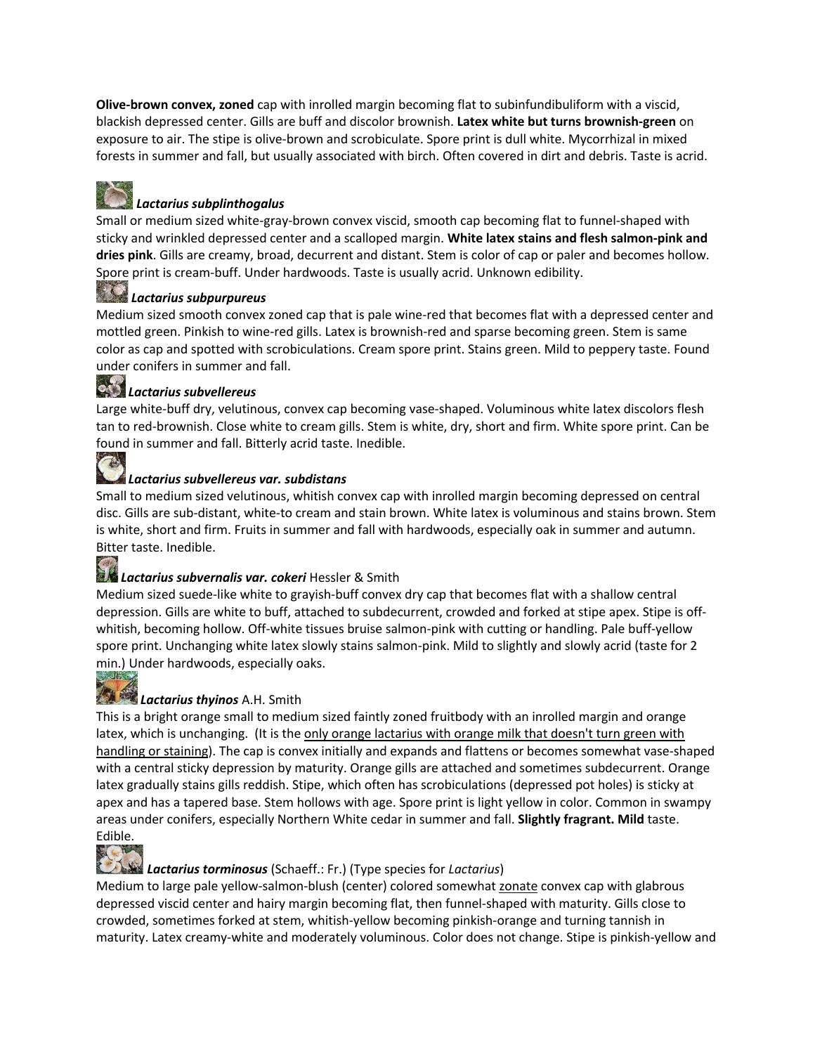**Olive-brown convex, zoned** cap with inrolled margin becoming flat to subinfundibuliform with a viscid, blackish depressed center. Gills are buff and discolor brownish. **Latex white but turns brownish-green** on exposure to air. The stipe is olive-brown and scrobiculate. Spore print is dull white. Mycorrhizal in mixed forests in summer and fall, but usually associated with birch. Often covered in dirt and debris. Taste is acrid.

***Lactarius subplinthogalus***

Small or medium sized white-gray-brown convex viscid, smooth cap becoming flat to funnel-shaped with sticky and wrinkled depressed center and a scalloped margin. **White latex stains and flesh salmon-pink and dries pink**. Gills are creamy, broad, decurrent and distant. Stem is color of cap or paler and becomes hollow. Spore print is cream-buff. Under hardwoods. Taste is usually acrid. Unknown edibility.

***Lactarius subpurpureus***

Medium sized smooth convex zoned cap that is pale wine-red that becomes flat with a depressed center and mottled green. Pinkish to wine-red gills. Latex is brownish-red and sparse becoming green. Stem is same color as cap and spotted with scrobiculations. Cream spore print. Stains green. Mild to peppery taste. Found under conifers in summer and fall.

***Lactarius subvellereus***

Large white-buff dry, velutinous, convex cap becoming vase-shaped. Voluminous white latex discolors flesh tan to red-brownish. Close white to cream gills. Stem is white, dry, short and firm. White spore print. Can be found in summer and fall. Bitterly acrid taste. Inedible.

***Lactarius subvellereus var. subdistans***

Small to medium sized velutinous, whitish convex cap with inrolled margin becoming depressed on central disc. Gills are sub-distant, white-to cream and stain brown. White latex is voluminous and stains brown. Stem is white, short and firm. Fruits in summer and fall with hardwoods, especially oak in summer and autumn. Bitter taste. Inedible.

***Lactarius subvernalis var. cokeri*** Hessler & Smith

Medium sized suede-like white to grayish-buff convex dry cap that becomes flat with a shallow central depression. Gills are white to buff, attached to subdecurrent, crowded and forked at stipe apex. Stipe is off-whitish, becoming hollow. Off-white tissues bruise salmon-pink with cutting or handling. Pale buff-yellow spore print. Unchanging white latex slowly stains salmon-pink. Mild to slightly and slowly acrid (taste for 2 min.) Under hardwoods, especially oaks.

***Lactarius thyinos*** A.H. Smith

This is a bright orange small to medium sized faintly zoned fruitbody with an inrolled margin and orange latex, which is unchanging. (It is the only orange lactarius with orange milk that doesn't turn green with handling or staining). The cap is convex initially and expands and flattens or becomes somewhat vase-shaped with a central sticky depression by maturity. Orange gills are attached and sometimes subdecurrent. Orange latex gradually stains gills reddish. Stipe, which often has scrobiculations (depressed pot holes) is sticky at apex and has a tapered base. Stem hollows with age. Spore print is light yellow in color. Common in swampy areas under conifers, especially Northern White cedar in summer and fall. **Slightly fragrant. Mild** taste. Edible.

***Lactarius torminosus*** (Schaeff.: Fr.) (Type species for *Lactarius*)

Medium to large pale yellow-salmon-blush (center) colored somewhat zonate convex cap with glabrous depressed viscid center and hairy margin becoming flat, then funnel-shaped with maturity. Gills close to crowded, sometimes forked at stem, whitish-yellow becoming pinkish-orange and turning tannish in maturity. Latex creamy-white and moderately voluminous. Color does not change. Stipe is pinkish-yellow and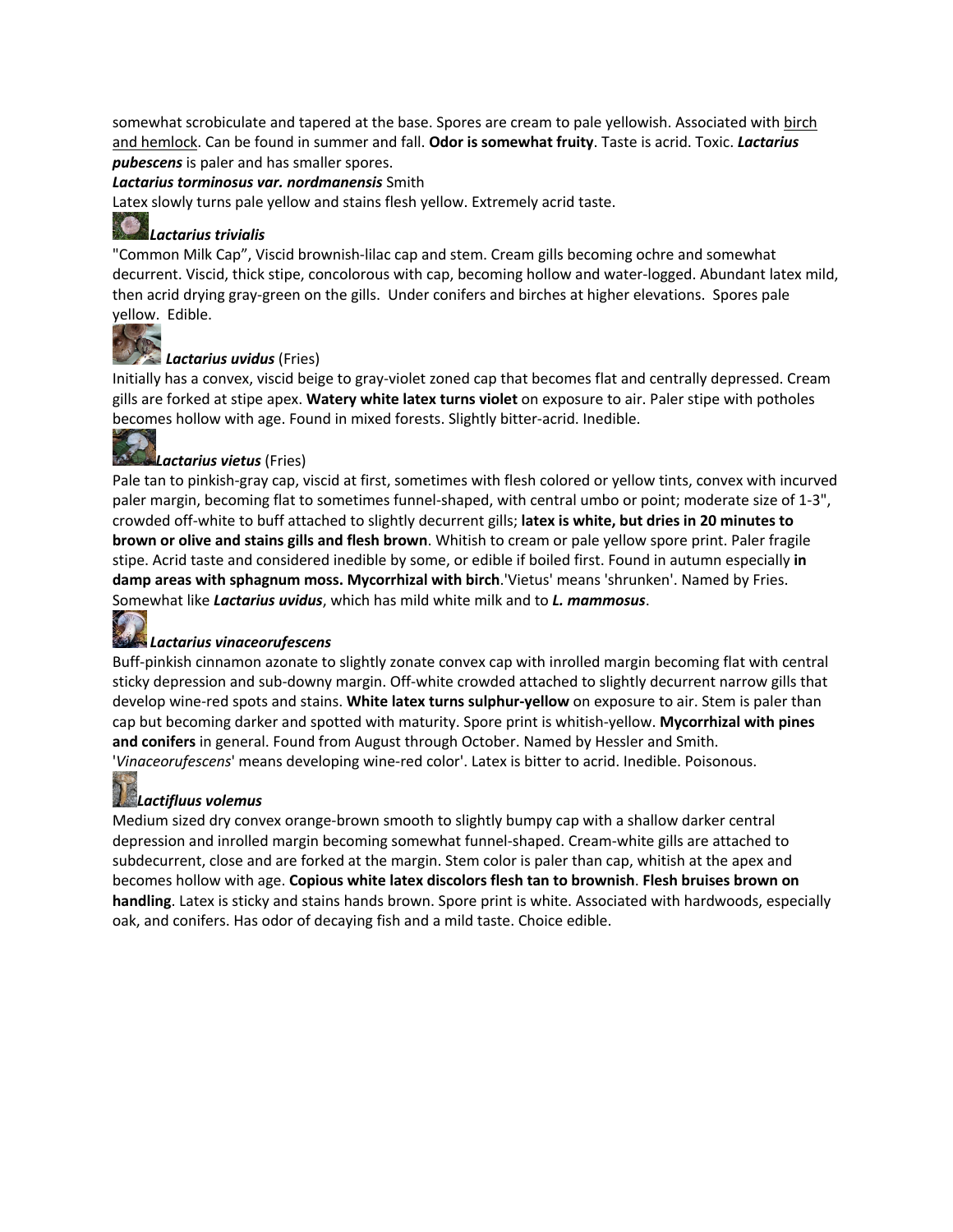somewhat scrobiculate and tapered at the base. Spores are cream to pale yellowish. Associated with birch and hemlock. Can be found in summer and fall. **Odor is somewhat fruity**. Taste is acrid. Toxic. ***Lactarius pubescens*** is paler and has smaller spores.

***Lactarius torminosus var. nordmanensis*** Smith

Latex slowly turns pale yellow and stains flesh yellow. Extremely acrid taste.

***Lactarius trivialis***

"Common Milk Cap", Viscid brownish-lilac cap and stem. Cream gills becoming ochre and somewhat decurrent. Viscid, thick stipe, concolorous with cap, becoming hollow and water-logged. Abundant latex mild, then acrid drying gray-green on the gills. Under conifers and birches at higher elevations. Spores pale yellow. Edible.

***Lactarius uvidus*** (Fries)

Initially has a convex, viscid beige to gray-violet zoned cap that becomes flat and centrally depressed. Cream gills are forked at stipe apex. **Watery white latex turns violet** on exposure to air. Paler stipe with potholes becomes hollow with age. Found in mixed forests. Slightly bitter-acrid. Inedible.

***Lactarius vietus*** (Fries)

Pale tan to pinkish-gray cap, viscid at first, sometimes with flesh colored or yellow tints, convex with incurved paler margin, becoming flat to sometimes funnel-shaped, with central umbo or point; moderate size of 1-3", crowded off-white to buff attached to slightly decurrent gills; **latex is white, but dries in 20 minutes to brown or olive and stains gills and flesh brown**. Whitish to cream or pale yellow spore print. Paler fragile stipe. Acrid taste and considered inedible by some, or edible if boiled first. Found in autumn especially **in damp areas with sphagnum moss. Mycorrhizal with birch**.'Vietus' means 'shrunken'. Named by Fries. Somewhat like ***Lactarius uvidus***, which has mild white milk and to ***L. mammosus***.

***Lactarius vinaceorufescens***

Buff-pinkish cinnamon azonate to slightly zonate convex cap with inrolled margin becoming flat with central sticky depression and sub-downy margin. Off-white crowded attached to slightly decurrent narrow gills that develop wine-red spots and stains. **White latex turns sulphur-yellow** on exposure to air. Stem is paler than cap but becoming darker and spotted with maturity. Spore print is whitish-yellow. **Mycorrhizal with pines and conifers** in general. Found from August through October. Named by Hessler and Smith. '*Vinaceorufescens*' means developing wine-red color'. Latex is bitter to acrid. Inedible. Poisonous.

***Lactifluus volemus***

Medium sized dry convex orange-brown smooth to slightly bumpy cap with a shallow darker central depression and inrolled margin becoming somewhat funnel-shaped. Cream-white gills are attached to subdecurrent, close and are forked at the margin. Stem color is paler than cap, whitish at the apex and becomes hollow with age. **Copious white latex discolors flesh tan to brownish**. **Flesh bruises brown on handling**. Latex is sticky and stains hands brown. Spore print is white. Associated with hardwoods, especially oak, and conifers. Has odor of decaying fish and a mild taste. Choice edible.